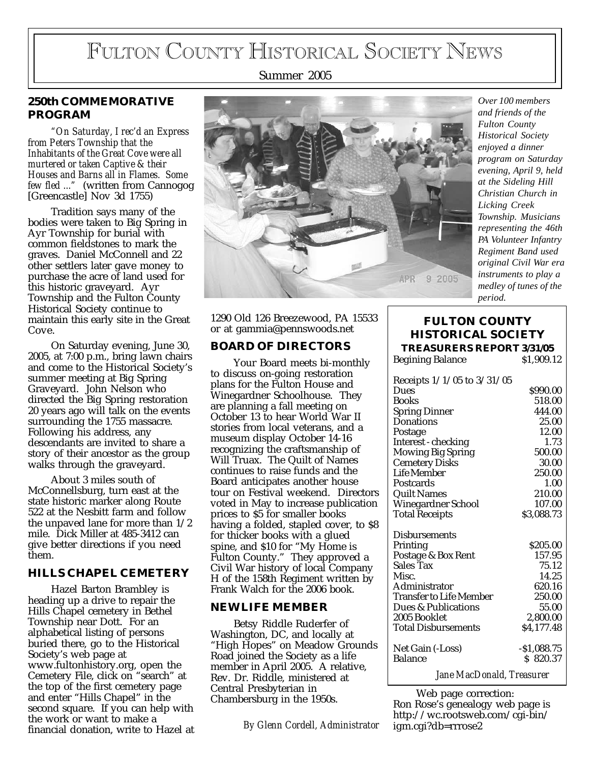# Fulton County Historical Society News

Summer 2005

## 250th COMMEMORATIVE PROGRAM

*"On Saturday, I rec'd an Express from Peters Township that the Inhabitants of the Great Cove were all murtered or taken Captive & their Houses and Barns all in Flames. Some few fled ..."* (written from Cannogog [Greencastle] Nov 3d 1755)

Tradition says many of the bodies were taken to Big Spring in Ayr Township for burial with common fieldstones to mark the graves. Daniel McConnell and 22 other settlers later gave money to purchase the acre of land used for this historic graveyard. Ayr Township and the Fulton County Historical Society continue to maintain this early site in the Great Cove.

On Saturday evening, June 30, 2005, at 7:00 p.m., bring lawn chairs and come to the Historical Society's summer meeting at Big Spring Graveyard. John Nelson who directed the Big Spring restoration 20 years ago will talk on the events surrounding the 1755 massacre. Following his address, any descendants are invited to share a story of their ancestor as the group walks through the graveyard.

About 3 miles south of McConnellsburg, turn east at the state historic marker along Route 522 at the Nesbitt farm and follow the unpaved lane for more than 1/2 mile. Dick Miller at 485-3412 can give better directions if you need them.

## HILLS CHAPEL CEMETERY

Hazel Barton Brambley is heading up a drive to repair the Hills Chapel cemetery in Bethel Township near Dott. For an alphabetical listing of persons buried there, go to the Historical Society's web page at www.fultonhistory.org, open the Cemetery File, click on "search" at the top of the first cemetery page and enter "Hills Chapel" in the second square. If you can help with the work or want to make a financial donation, write to Hazel at 1290 Old 126 Breezewood, PA 15533 or at gammia@pennswoods.net

*Over 100 members and friends of the Fulton County Historical Society enjoyed a dinner program on Saturday evening, April 9, held at the Sideling Hill Christian Church in Licking Creek Township. Musicians representing the 46th PA Volunteer Infantry Regiment Band used original Civil War era instruments to play a medley of tunes of the period.*

## BOARD OF DIRECTORS

Your Board meets bi-monthly to discuss on-going restoration plans for the Fulton House and Winegardner Schoolhouse. They are planning a fall meeting on October 13 to hear World War II stories from local veterans, and a museum display October 14-16 recognizing the craftsmanship of Will Truax. The Quilt of Names continues to raise funds and the Board anticipates another house tour on Festival weekend. Directors voted in May to increase publication prices to $5 for smaller books having a folded, stapled cover, to $8 for thicker books with a glued spine, and $10 for "My Home is Fulton County." They approved a Civil War history of local Company H of the 158th Regiment written by Frank Walch for the 2006 book.

## NEW LIFE MEMBER

Betsy Riddle Ruderfer of Washington, DC, and locally at "High Hopes" on Meadow Grounds Road joined the Society as a life member in April 2005. A relative, Rev. Dr. Riddle, ministered at Central Presbyterian in Chambersburg in the 1950s.

*By Glenn Cordell, Administrator*

## FULTON COUNTY HISTORICAL SOCIETY

### TREASURERS REPORT 3/31/05

| | |
|---|---|
| Begining Balance | $1,909.12 |
| **Receipts 1/1/05 to 3/31/05** | |
| Dues | $990.00 |
| Books | 518.00 |
| Spring Dinner | 444.00 |
| Donations | 25.00 |
| Postage | 12.00 |
| Interest - checking | 1.73 |
| Mowing Big Spring | 500.00 |
| Cemetery Disks | 30.00 |
| Life Member | 250.00 |
| Postcards | 1.00 |
| Quilt Names | 210.00 |
| Winegardner School | 107.00 |
| Total Receipts | $3,088.73 |
| **Disbursements** | |
| Printing | $205.00 |
| Postage & Box Rent | 157.95 |
| Sales Tax | 75.12 |
| Misc. | 14.25 |
| Administrator | 620.16 |
| Transfer to Life Member | 250.00 |
| Dues & Publications | 55.00 |
| 2005 Booklet | 2,800.00 |
| Total Disbursements | $4,177.48 |
| Net Gain (-Loss) | -$1,088.75 |
| Balance | $ 820.37 |

*Jane MacDonald, Treasurer*

Web page correction: Ron Rose's genealogy web page is http://wc.rootsweb.com/cgi-bin/igm.cgi?db=rrrose2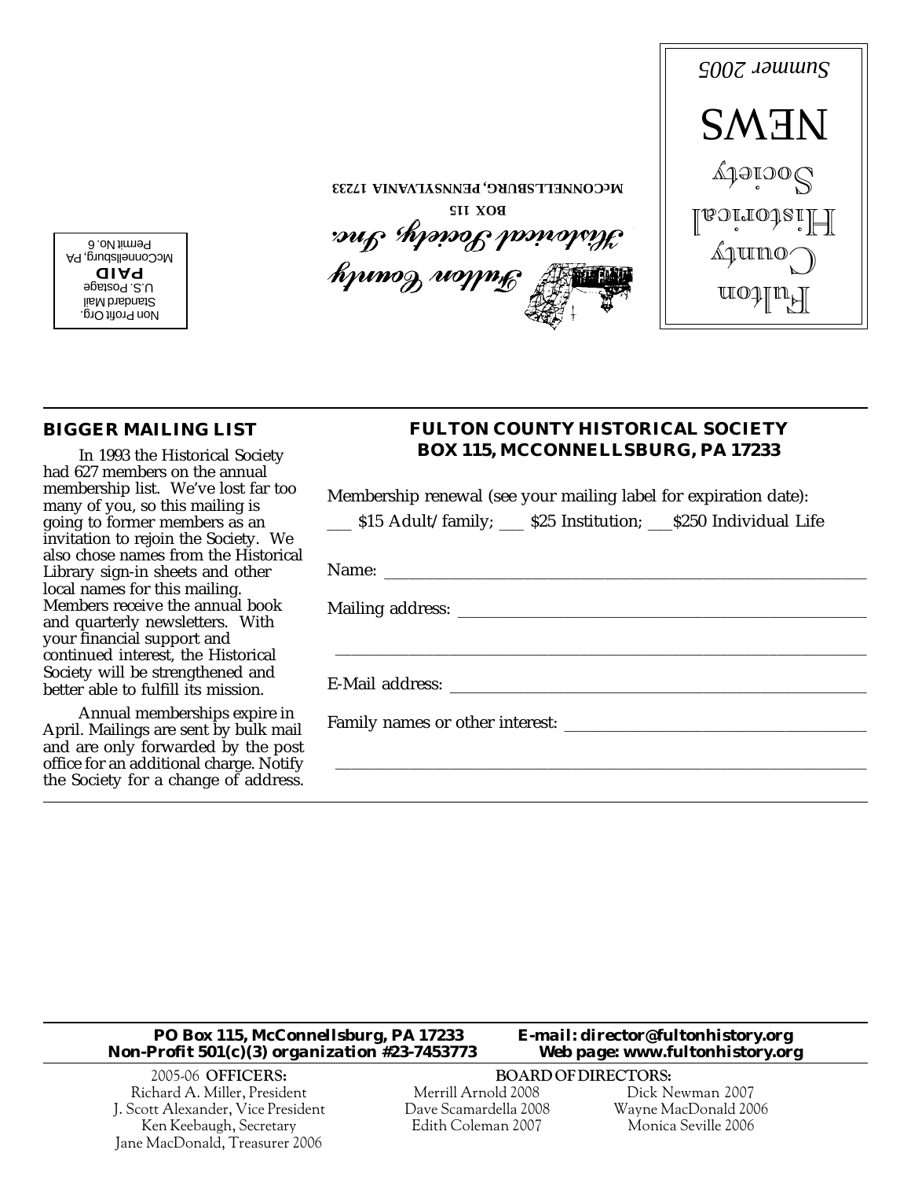Fulton County Historical Society

NEWS

*Summer 2005*

Fulton County Historical Society, Inc.
BOX 115
McCONNELLSBURG, PENNSYLVANIA 17233

Non Profit Org.
Standard Mail
U.S. Postage
**PAID**
McConnellsburg, PA
Permit No. 6

## BIGGER MAILING LIST

In 1993 the Historical Society had 627 members on the annual membership list. We've lost far too many of you, so this mailing is going to former members as an invitation to rejoin the Society. We also chose names from the Historical Library sign-in sheets and other local names for this mailing. Members receive the annual book and quarterly newsletters. With your financial support and continued interest, the Historical Society will be strengthened and better able to fulfill its mission.

Annual memberships expire in April. Mailings are sent by bulk mail and are only forwarded by the post office for an additional charge. Notify the Society for a change of address.

## FULTON COUNTY HISTORICAL SOCIETY
## BOX 115, MCCONNELLSBURG, PA 17233

Membership renewal (see your mailing label for expiration date):

___ $15 Adult/family; ___ $25 Institution; ___$250 Individual Life

Name: ____________________________________________

Mailing address: ____________________________________________

____________________________________________

E-Mail address: ____________________________________________

Family names or other interest: ____________________________________________

____________________________________________

**PO Box 115, McConnellsburg, PA 17233**
***Non-Profit 501(c)(3) organization #23-7453773***

***E-mail: director@fultonhistory.org***
***Web page: www.fultonhistory.org***

2005-06 **OFFICERS:**
Richard A. Miller, President
J. Scott Alexander, Vice President
Ken Keebaugh, Secretary
Jane MacDonald, Treasurer 2006

**BOARD OF DIRECTORS:**
Merrill Arnold 2008
Dave Scamardella 2008
Edith Coleman 2007
Dick Newman 2007
Wayne MacDonald 2006
Monica Seville 2006